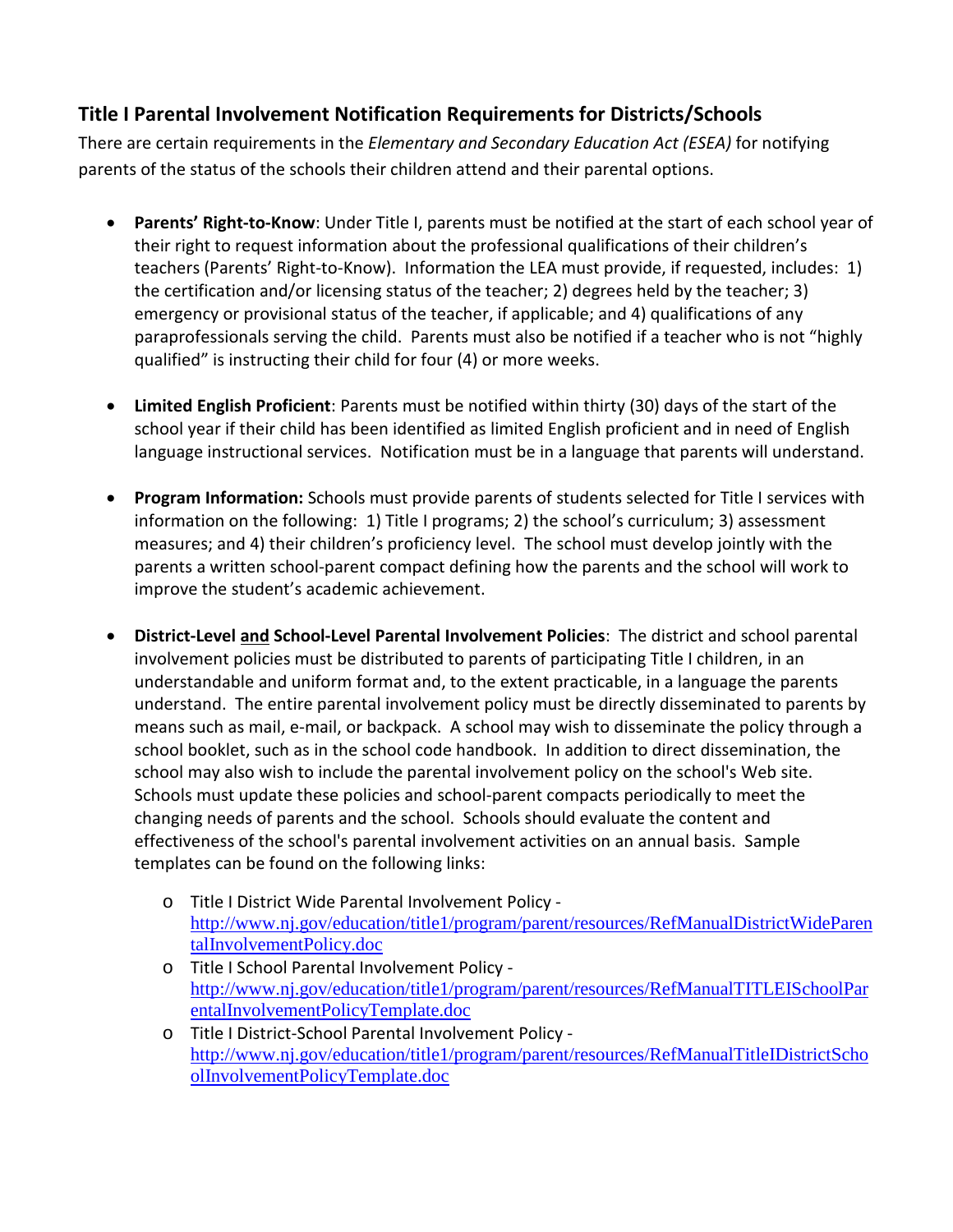## Title I Parental Involvement Notification Requirements for Districts/Schools

There are certain requirements in the *Elementary and Secondary Education Act (ESEA)* for notifying parents of the status of the schools their children attend and their parental options.

- **Parents' Right-to-Know**: Under Title I, parents must be notified at the start of each school year of their right to request information about the professional qualifications of their children's teachers (Parents' Right-to-Know). Information the LEA must provide, if requested, includes: 1) the certification and/or licensing status of the teacher; 2) degrees held by the teacher; 3) emergency or provisional status of the teacher, if applicable; and 4) qualifications of any paraprofessionals serving the child. Parents must also be notified if a teacher who is not "highly qualified" is instructing their child for four (4) or more weeks.

- **Limited English Proficient**: Parents must be notified within thirty (30) days of the start of the school year if their child has been identified as limited English proficient and in need of English language instructional services. Notification must be in a language that parents will understand.

- **Program Information:** Schools must provide parents of students selected for Title I services with information on the following: 1) Title I programs; 2) the school's curriculum; 3) assessment measures; and 4) their children's proficiency level. The school must develop jointly with the parents a written school-parent compact defining how the parents and the school will work to improve the student's academic achievement.

- **District-Level <u>and</u> School-Level Parental Involvement Policies**: The district and school parental involvement policies must be distributed to parents of participating Title I children, in an understandable and uniform format and, to the extent practicable, in a language the parents understand. The entire parental involvement policy must be directly disseminated to parents by means such as mail, e-mail, or backpack. A school may wish to disseminate the policy through a school booklet, such as in the school code handbook. In addition to direct dissemination, the school may also wish to include the parental involvement policy on the school's Web site. Schools must update these policies and school-parent compacts periodically to meet the changing needs of parents and the school. Schools should evaluate the content and effectiveness of the school's parental involvement activities on an annual basis. Sample templates can be found on the following links:
  - Title I District Wide Parental Involvement Policy - http://www.nj.gov/education/title1/program/parent/resources/RefManualDistrictWideParentalInvolvementPolicy.doc
  - Title I School Parental Involvement Policy - http://www.nj.gov/education/title1/program/parent/resources/RefManualTITLEISchoolParentalInvolvementPolicyTemplate.doc
  - Title I District-School Parental Involvement Policy - http://www.nj.gov/education/title1/program/parent/resources/RefManualTitleIDistrictSchoolInvolvementPolicyTemplate.doc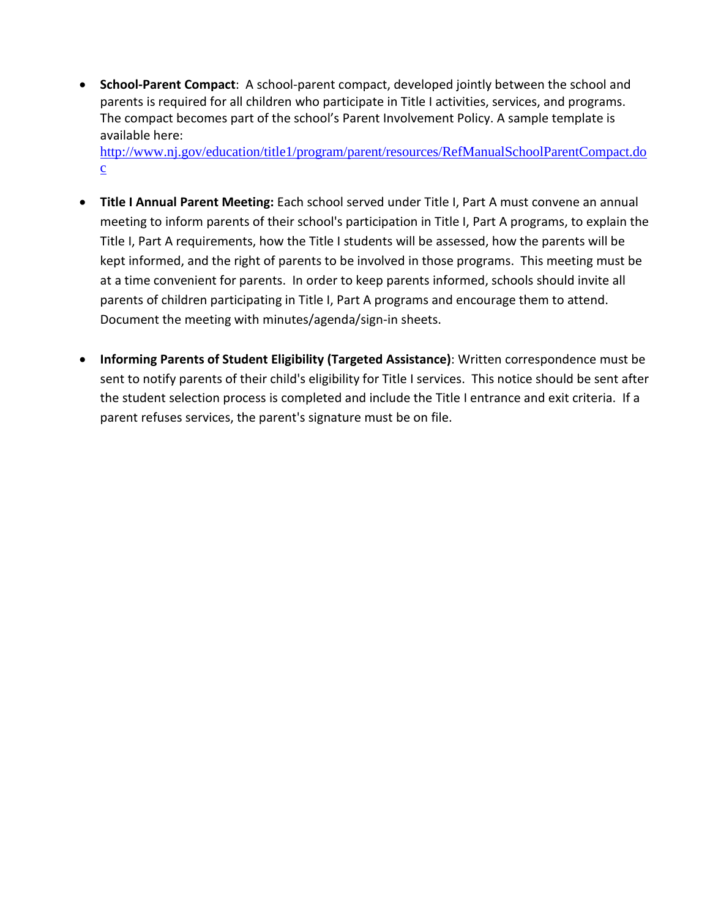- **School-Parent Compact**: A school-parent compact, developed jointly between the school and parents is required for all children who participate in Title I activities, services, and programs. The compact becomes part of the school's Parent Involvement Policy. A sample template is available here: http://www.nj.gov/education/title1/program/parent/resources/RefManualSchoolParentCompact.doc

- **Title I Annual Parent Meeting:** Each school served under Title I, Part A must convene an annual meeting to inform parents of their school's participation in Title I, Part A programs, to explain the Title I, Part A requirements, how the Title I students will be assessed, how the parents will be kept informed, and the right of parents to be involved in those programs. This meeting must be at a time convenient for parents. In order to keep parents informed, schools should invite all parents of children participating in Title I, Part A programs and encourage them to attend. Document the meeting with minutes/agenda/sign-in sheets.

- **Informing Parents of Student Eligibility (Targeted Assistance)**: Written correspondence must be sent to notify parents of their child's eligibility for Title I services. This notice should be sent after the student selection process is completed and include the Title I entrance and exit criteria. If a parent refuses services, the parent's signature must be on file.